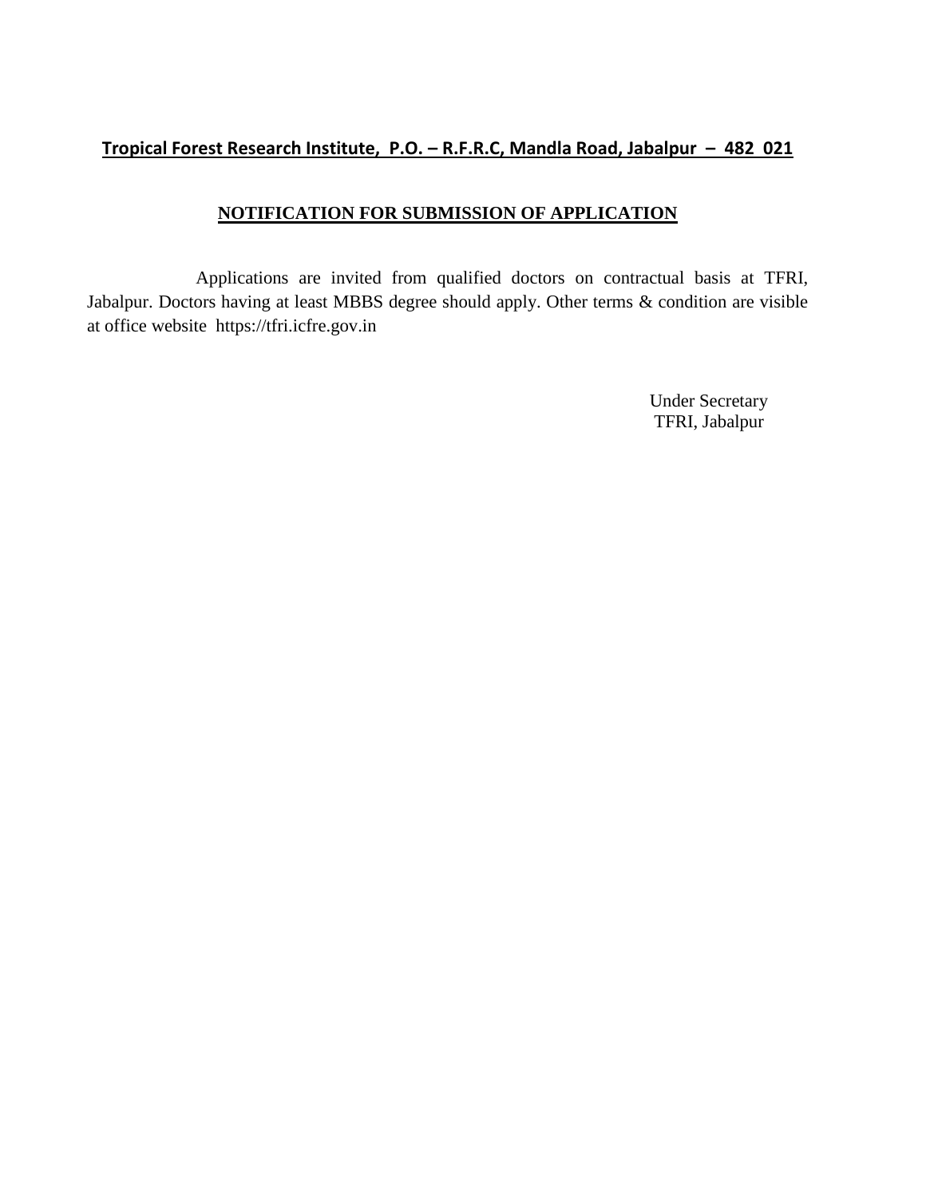**Tropical Forest Research Institute, P.O. – R.F.R.C, Mandla Road, Jabalpur – 482 021**

## NOTIFICATION FOR SUBMISSION OF APPLICATION

Applications are invited from qualified doctors on contractual basis at TFRI, Jabalpur. Doctors having at least MBBS degree should apply. Other terms & condition are visible at office website https://tfri.icfre.gov.in

Under Secretary
TFRI, Jabalpur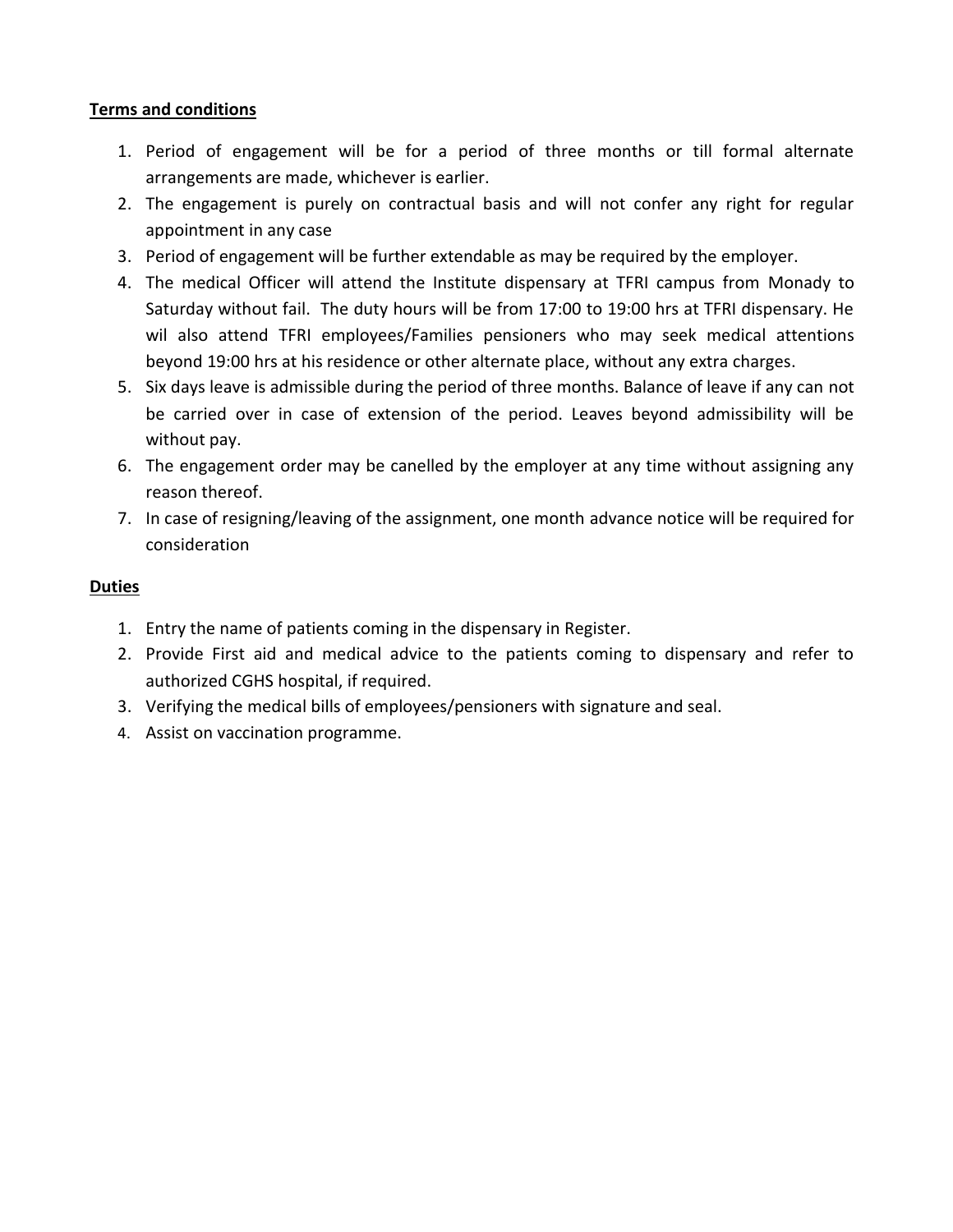**Terms and conditions**

1. Period of engagement will be for a period of three months or till formal alternate arrangements are made, whichever is earlier.
2. The engagement is purely on contractual basis and will not confer any right for regular appointment in any case
3. Period of engagement will be further extendable as may be required by the employer.
4. The medical Officer will attend the Institute dispensary at TFRI campus from Monady to Saturday without fail. The duty hours will be from 17:00 to 19:00 hrs at TFRI dispensary. He wil also attend TFRI employees/Families pensioners who may seek medical attentions beyond 19:00 hrs at his residence or other alternate place, without any extra charges.
5. Six days leave is admissible during the period of three months. Balance of leave if any can not be carried over in case of extension of the period. Leaves beyond admissibility will be without pay.
6. The engagement order may be canelled by the employer at any time without assigning any reason thereof.
7. In case of resigning/leaving of the assignment, one month advance notice will be required for consideration

**Duties**

1. Entry the name of patients coming in the dispensary in Register.
2. Provide First aid and medical advice to the patients coming to dispensary and refer to authorized CGHS hospital, if required.
3. Verifying the medical bills of employees/pensioners with signature and seal.
4. Assist on vaccination programme.